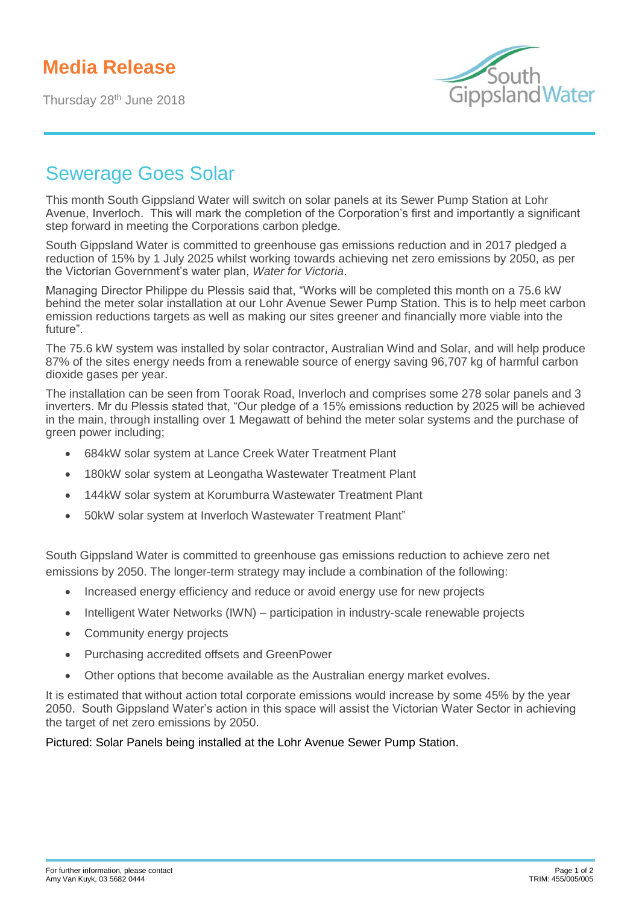# Media Release

Thursday 28th June 2018

## Sewerage Goes Solar

This month South Gippsland Water will switch on solar panels at its Sewer Pump Station at Lohr Avenue, Inverloch. This will mark the completion of the Corporation's first and importantly a significant step forward in meeting the Corporations carbon pledge.

South Gippsland Water is committed to greenhouse gas emissions reduction and in 2017 pledged a reduction of 15% by 1 July 2025 whilst working towards achieving net zero emissions by 2050, as per the Victorian Government's water plan, *Water for Victoria*.

Managing Director Philippe du Plessis said that, "Works will be completed this month on a 75.6 kW behind the meter solar installation at our Lohr Avenue Sewer Pump Station. This is to help meet carbon emission reductions targets as well as making our sites greener and financially more viable into the future".

The 75.6 kW system was installed by solar contractor, Australian Wind and Solar, and will help produce 87% of the sites energy needs from a renewable source of energy saving 96,707 kg of harmful carbon dioxide gases per year.

The installation can be seen from Toorak Road, Inverloch and comprises some 278 solar panels and 3 inverters. Mr du Plessis stated that, "Our pledge of a 15% emissions reduction by 2025 will be achieved in the main, through installing over 1 Megawatt of behind the meter solar systems and the purchase of green power including;

- 684kW solar system at Lance Creek Water Treatment Plant
- 180kW solar system at Leongatha Wastewater Treatment Plant
- 144kW solar system at Korumburra Wastewater Treatment Plant
- 50kW solar system at Inverloch Wastewater Treatment Plant"

South Gippsland Water is committed to greenhouse gas emissions reduction to achieve zero net emissions by 2050. The longer-term strategy may include a combination of the following:

- Increased energy efficiency and reduce or avoid energy use for new projects
- Intelligent Water Networks (IWN) – participation in industry-scale renewable projects
- Community energy projects
- Purchasing accredited offsets and GreenPower
- Other options that become available as the Australian energy market evolves.

It is estimated that without action total corporate emissions would increase by some 45% by the year 2050. South Gippsland Water's action in this space will assist the Victorian Water Sector in achieving the target of net zero emissions by 2050.

Pictured: Solar Panels being installed at the Lohr Avenue Sewer Pump Station.

For further information, please contact
Amy Van Kuyk, 03 5682 0444

TRIM: 455/005/005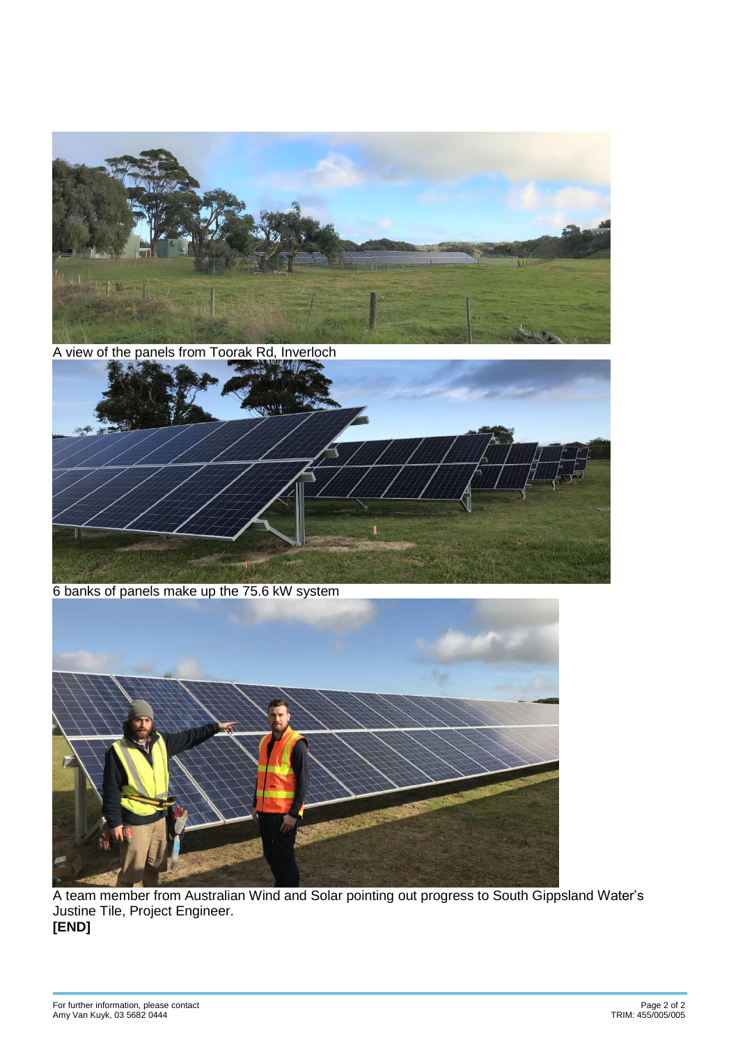A view of the panels from Toorak Rd, Inverloch

6 banks of panels make up the 75.6 kW system

A team member from Australian Wind and Solar pointing out progress to South Gippsland Water's Justine Tile, Project Engineer.

**[END]**